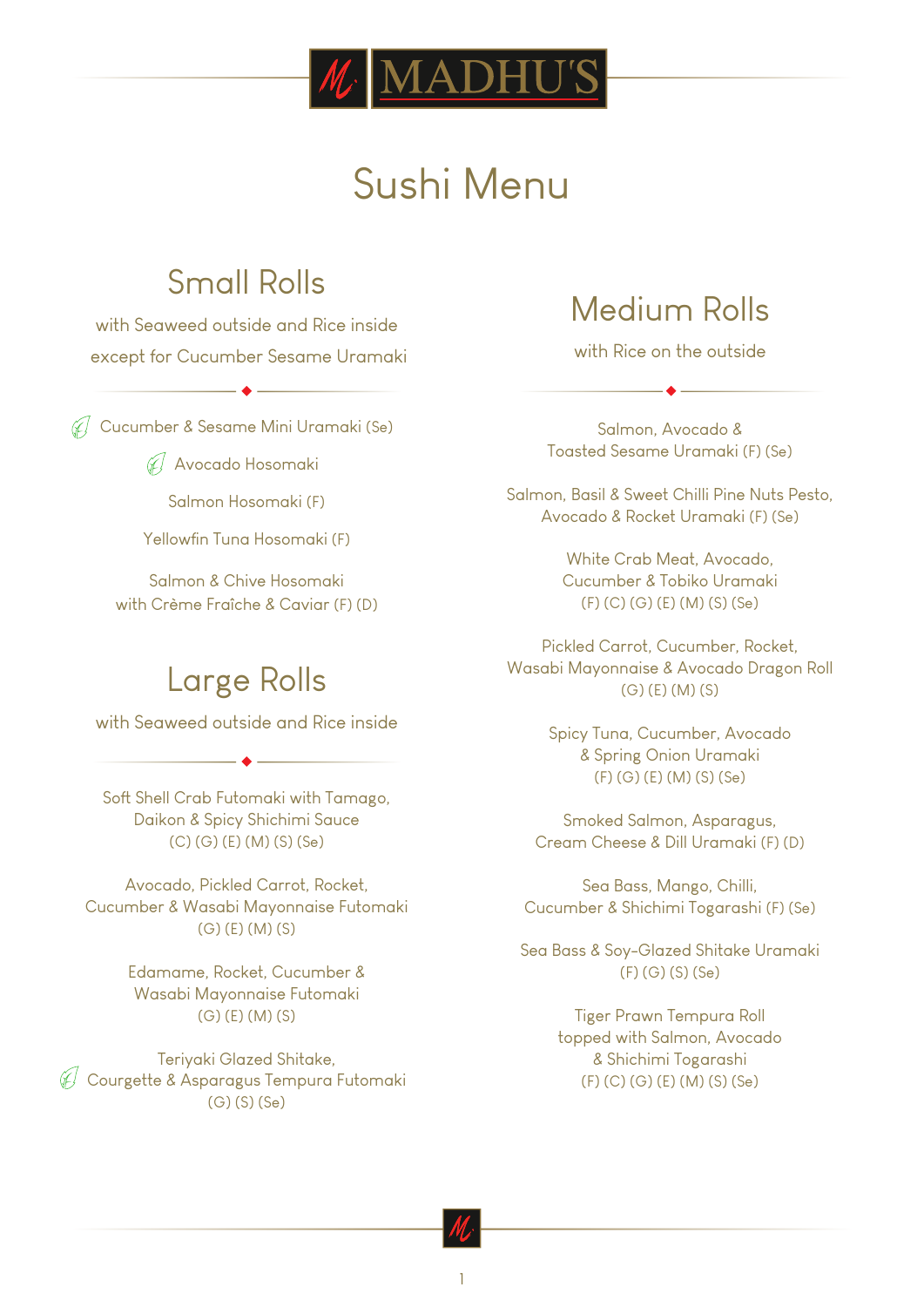# MADHU'S

# Sushi Menu

## Small Rolls

with Seaweed outside and Rice inside except for Cucumber Sesame Uramaki

- Cucumber & Sesame Mini Uramaki (Se)
- Avocado Hosomaki
- Salmon Hosomaki (F)
- Yellowfin Tuna Hosomaki (F)
- Salmon & Chive Hosomaki with Crème Fraîche & Caviar (F) (D)

## Large Rolls

with Seaweed outside and Rice inside

- Soft Shell Crab Futomaki with Tamago, Daikon & Spicy Shichimi Sauce (C) (G) (E) (M) (S) (Se)
- Avocado, Pickled Carrot, Rocket, Cucumber & Wasabi Mayonnaise Futomaki (G) (E) (M) (S)
- Edamame, Rocket, Cucumber & Wasabi Mayonnaise Futomaki (G) (E) (M) (S)
- Teriyaki Glazed Shitake, Courgette & Asparagus Tempura Futomaki (G) (S) (Se)

## Medium Rolls

with Rice on the outside

- Salmon, Avocado & Toasted Sesame Uramaki (F) (Se)
- Salmon, Basil & Sweet Chilli Pine Nuts Pesto, Avocado & Rocket Uramaki (F) (Se)
- White Crab Meat, Avocado, Cucumber & Tobiko Uramaki (F) (C) (G) (E) (M) (S) (Se)
- Pickled Carrot, Cucumber, Rocket, Wasabi Mayonnaise & Avocado Dragon Roll (G) (E) (M) (S)
- Spicy Tuna, Cucumber, Avocado & Spring Onion Uramaki (F) (G) (E) (M) (S) (Se)
- Smoked Salmon, Asparagus, Cream Cheese & Dill Uramaki (F) (D)
- Sea Bass, Mango, Chilli, Cucumber & Shichimi Togarashi (F) (Se)
- Sea Bass & Soy-Glazed Shitake Uramaki (F) (G) (S) (Se)
- Tiger Prawn Tempura Roll topped with Salmon, Avocado & Shichimi Togarashi (F) (C) (G) (E) (M) (S) (Se)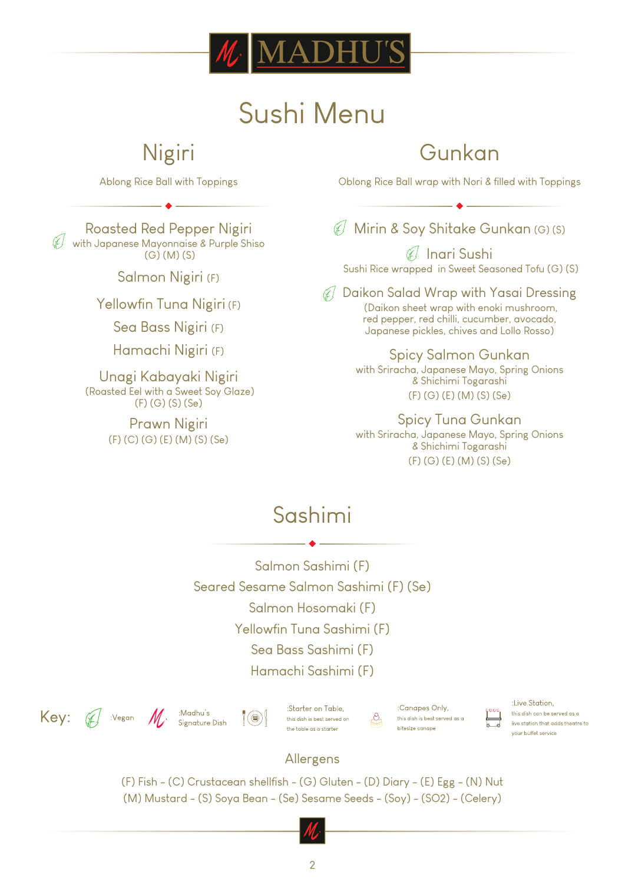MADHU'S

# Sushi Menu

## Nigiri

Ablong Rice Ball with Toppings

Roasted Red Pepper Nigiri
with Japanese Mayonnaise & Purple Shiso
(G) (M) (S)

Salmon Nigiri (F)

Yellowfin Tuna Nigiri (F)

Sea Bass Nigiri (F)

Hamachi Nigiri (F)

Unagi Kabayaki Nigiri
(Roasted Eel with a Sweet Soy Glaze)
(F) (G) (S) (Se)

Prawn Nigiri
(F) (C) (G) (E) (M) (S) (Se)

## Gunkan

Oblong Rice Ball wrap with Nori & filled with Toppings

Mirin & Soy Shitake Gunkan (G) (S)

Inari Sushi
Sushi Rice wrapped in Sweet Seasoned Tofu (G) (S)

Daikon Salad Wrap with Yasai Dressing
(Daikon sheet wrap with enoki mushroom, red pepper, red chilli, cucumber, avocado, Japanese pickles, chives and Lollo Rosso)

Spicy Salmon Gunkan
with Sriracha, Japanese Mayo, Spring Onions & Shichimi Togarashi
(F) (G) (E) (M) (S) (Se)

Spicy Tuna Gunkan
with Sriracha, Japanese Mayo, Spring Onions & Shichimi Togarashi
(F) (G) (E) (M) (S) (Se)

## Sashimi

Salmon Sashimi (F)

Seared Sesame Salmon Sashimi (F) (Se)

Salmon Hosomaki (F)

Yellowfin Tuna Sashimi (F)

Sea Bass Sashimi (F)

Hamachi Sashimi (F)

Key: :Vegan — :Madhu's Signature Dish — :Starter on Table, this dish is best served on the table as a starter — :Canapes Only, this dish is best served as a bitesize canape — :Live Station, this dish can be served as a live station that adds theatre to your buffet service

### Allergens

(F) Fish - (C) Crustacean shellfish - (G) Gluten - (D) Diary - (E) Egg - (N) Nut
(M) Mustard - (S) Soya Bean - (Se) Sesame Seeds - (Soy) - (SO2) - (Celery)